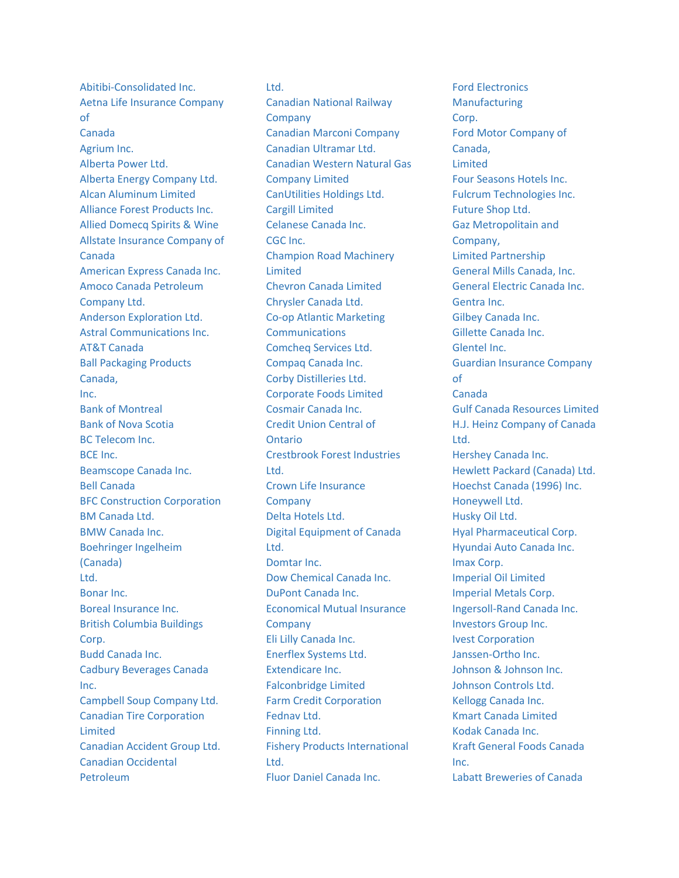Abitibi-Consolidated Inc.
Aetna Life Insurance Company of Canada
Agrium Inc.
Alberta Power Ltd.
Alberta Energy Company Ltd.
Alcan Aluminum Limited
Alliance Forest Products Inc.
Allied Domecq Spirits & Wine
Allstate Insurance Company of Canada
American Express Canada Inc.
Amoco Canada Petroleum Company Ltd.
Anderson Exploration Ltd.
Astral Communications Inc.
AT&T Canada
Ball Packaging Products Canada, Inc.
Bank of Montreal
Bank of Nova Scotia
BC Telecom Inc.
BCE Inc.
Beamscope Canada Inc.
Bell Canada
BFC Construction Corporation
BM Canada Ltd.
BMW Canada Inc.
Boehringer Ingelheim (Canada) Ltd.
Bonar Inc.
Boreal Insurance Inc.
British Columbia Buildings Corp.
Budd Canada Inc.
Cadbury Beverages Canada Inc.
Campbell Soup Company Ltd.
Canadian Tire Corporation Limited
Canadian Accident Group Ltd.
Canadian Occidental Petroleum Ltd.
Canadian National Railway Company
Canadian Marconi Company
Canadian Ultramar Ltd.
Canadian Western Natural Gas Company Limited
CanUtilities Holdings Ltd.
Cargill Limited
Celanese Canada Inc.
CGC Inc.
Champion Road Machinery Limited
Chevron Canada Limited
Chrysler Canada Ltd.
Co-op Atlantic Marketing Communications
Comcheq Services Ltd.
Compaq Canada Inc.
Corby Distilleries Ltd.
Corporate Foods Limited
Cosmair Canada Inc.
Credit Union Central of Ontario
Crestbrook Forest Industries Ltd.
Crown Life Insurance Company
Delta Hotels Ltd.
Digital Equipment of Canada Ltd.
Domtar Inc.
Dow Chemical Canada Inc.
DuPont Canada Inc.
Economical Mutual Insurance Company
Eli Lilly Canada Inc.
Enerflex Systems Ltd.
Extendicare Inc.
Falconbridge Limited
Farm Credit Corporation
Fednav Ltd.
Finning Ltd.
Fishery Products International Ltd.
Fluor Daniel Canada Inc.
Ford Electronics Manufacturing Corp.
Ford Motor Company of Canada, Limited
Four Seasons Hotels Inc.
Fulcrum Technologies Inc.
Future Shop Ltd.
Gaz Metropolitain and Company, Limited Partnership
General Mills Canada, Inc.
General Electric Canada Inc.
Gentra Inc.
Gilbey Canada Inc.
Gillette Canada Inc.
Glentel Inc.
Guardian Insurance Company of Canada
Gulf Canada Resources Limited
H.J. Heinz Company of Canada Ltd.
Hershey Canada Inc.
Hewlett Packard (Canada) Ltd.
Hoechst Canada (1996) Inc.
Honeywell Ltd.
Husky Oil Ltd.
Hyal Pharmaceutical Corp.
Hyundai Auto Canada Inc.
Imax Corp.
Imperial Oil Limited
Imperial Metals Corp.
Ingersoll-Rand Canada Inc.
Investors Group Inc.
Ivest Corporation
Janssen-Ortho Inc.
Johnson & Johnson Inc.
Johnson Controls Ltd.
Kellogg Canada Inc.
Kmart Canada Limited
Kodak Canada Inc.
Kraft General Foods Canada Inc.
Labatt Breweries of Canada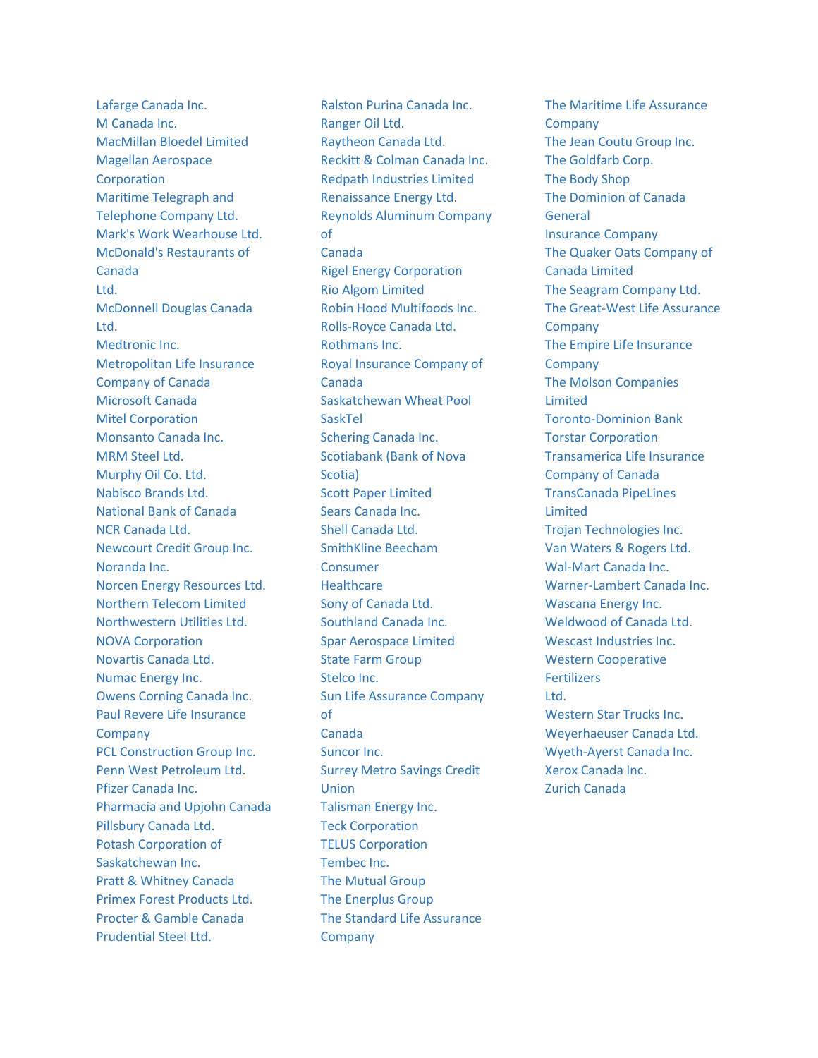Lafarge Canada Inc.
M Canada Inc.
MacMillan Bloedel Limited
Magellan Aerospace Corporation
Maritime Telegraph and Telephone Company Ltd.
Mark's Work Wearhouse Ltd.
McDonald's Restaurants of Canada Ltd.
McDonnell Douglas Canada Ltd.
Medtronic Inc.
Metropolitan Life Insurance Company of Canada
Microsoft Canada
Mitel Corporation
Monsanto Canada Inc.
MRM Steel Ltd.
Murphy Oil Co. Ltd.
Nabisco Brands Ltd.
National Bank of Canada
NCR Canada Ltd.
Newcourt Credit Group Inc.
Noranda Inc.
Norcen Energy Resources Ltd.
Northern Telecom Limited
Northwestern Utilities Ltd.
NOVA Corporation
Novartis Canada Ltd.
Numac Energy Inc.
Owens Corning Canada Inc.
Paul Revere Life Insurance Company
PCL Construction Group Inc.
Penn West Petroleum Ltd.
Pfizer Canada Inc.
Pharmacia and Upjohn Canada
Pillsbury Canada Ltd.
Potash Corporation of Saskatchewan Inc.
Pratt & Whitney Canada
Primex Forest Products Ltd.
Procter & Gamble Canada
Prudential Steel Ltd.
Ralston Purina Canada Inc.
Ranger Oil Ltd.
Raytheon Canada Ltd.
Reckitt & Colman Canada Inc.
Redpath Industries Limited
Renaissance Energy Ltd.
Reynolds Aluminum Company of Canada
Rigel Energy Corporation
Rio Algom Limited
Robin Hood Multifoods Inc.
Rolls-Royce Canada Ltd.
Rothmans Inc.
Royal Insurance Company of Canada
Saskatchewan Wheat Pool
SaskTel
Schering Canada Inc.
Scotiabank (Bank of Nova Scotia)
Scott Paper Limited
Sears Canada Inc.
Shell Canada Ltd.
SmithKline Beecham Consumer Healthcare
Sony of Canada Ltd.
Southland Canada Inc.
Spar Aerospace Limited
State Farm Group
Stelco Inc.
Sun Life Assurance Company of Canada
Suncor Inc.
Surrey Metro Savings Credit Union
Talisman Energy Inc.
Teck Corporation
TELUS Corporation
Tembec Inc.
The Mutual Group
The Enerplus Group
The Standard Life Assurance Company
The Maritime Life Assurance Company
The Jean Coutu Group Inc.
The Goldfarb Corp.
The Body Shop
The Dominion of Canada General Insurance Company
The Quaker Oats Company of Canada Limited
The Seagram Company Ltd.
The Great-West Life Assurance Company
The Empire Life Insurance Company
The Molson Companies Limited
Toronto-Dominion Bank
Torstar Corporation
Transamerica Life Insurance Company of Canada
TransCanada PipeLines Limited
Trojan Technologies Inc.
Van Waters & Rogers Ltd.
Wal-Mart Canada Inc.
Warner-Lambert Canada Inc.
Wascana Energy Inc.
Weldwood of Canada Ltd.
Wescast Industries Inc.
Western Cooperative Fertilizers Ltd.
Western Star Trucks Inc.
Weyerhaeuser Canada Ltd.
Wyeth-Ayerst Canada Inc.
Xerox Canada Inc.
Zurich Canada